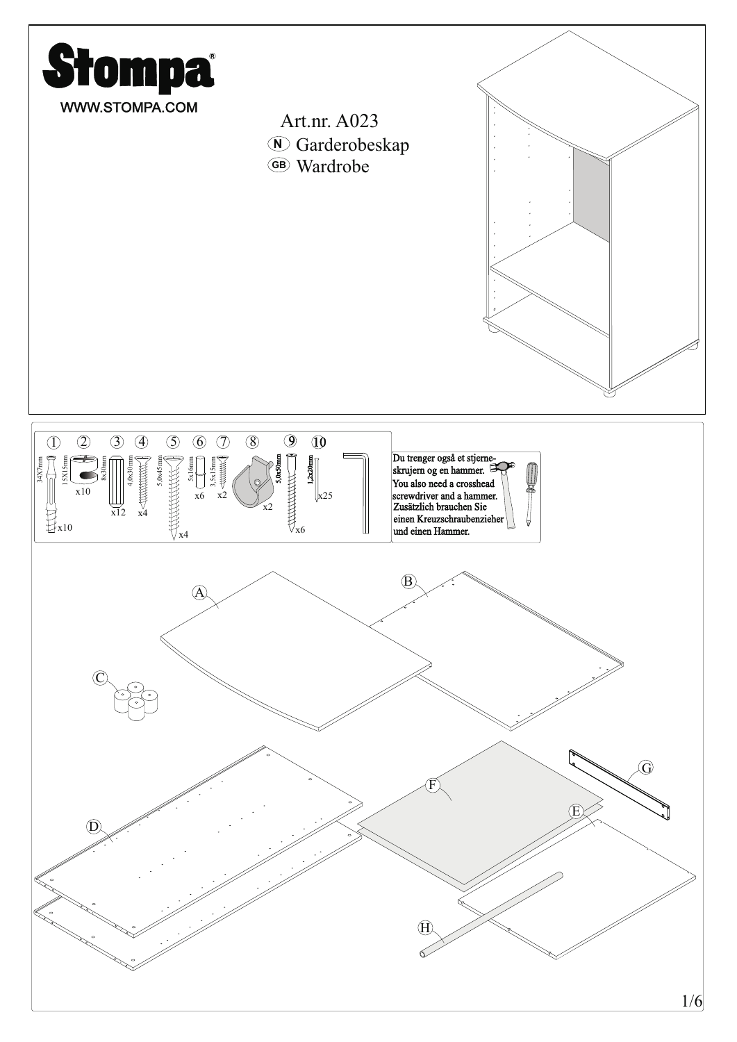# Stompa®

WWW.STOMPA.COM

Art.nr. A023

(N) Garderobeskap

(GB) Wardrobe

| No. | Size | Qty |
|---|---|---|
| 1 | 34X7mm | x10 |
| 2 | 15X15mm | x10 |
| 3 | 8x30mm | x12 |
| 4 | 4,0x30mm | x4 |
| 5 | 5,0x45mm | x4 |
| 6 | 5x16mm | x6 |
| 7 | 3,5x15mm | x2 |
| 8 | | x2 |
| 9 | 5,0x50mm | x6 |
| 10 | 1,2x20mm | x25 |

Du trenger også et stjerne-skrujern og en hammer.
You also need a crosshead screwdriver and a hammer.
Zusätzlich brauchen Sie einen Kreuzschraubenzieher und einen Hammer.

A, B, C, D, E, F, G, H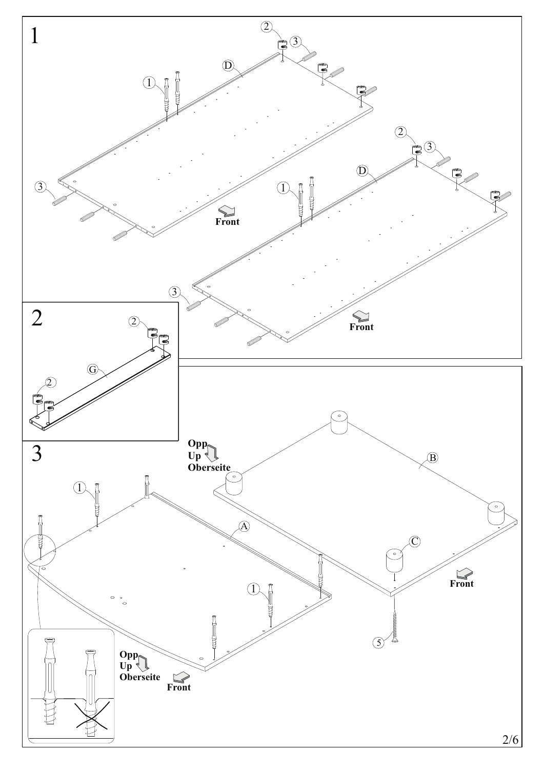1

2

3

D

1

3

Front

2

G

Opp
Up
Oberseite

A

B

C

5

Front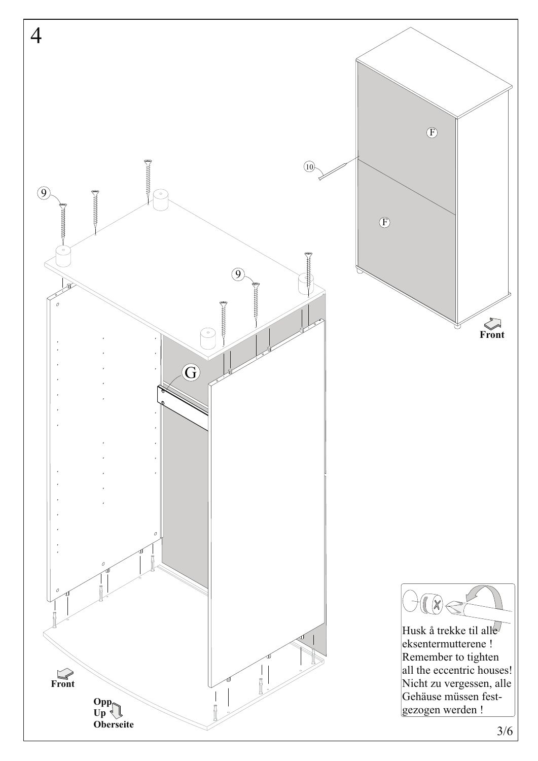# 4

9

9

G

10

F

F

Front

Front

Opp
Up
Oberseite

Husk å trekke til alle eksentermutterene !
Remember to tighten all the eccentric houses!
Nicht zu vergessen, alle Gehäuse müssen festgezogen werden !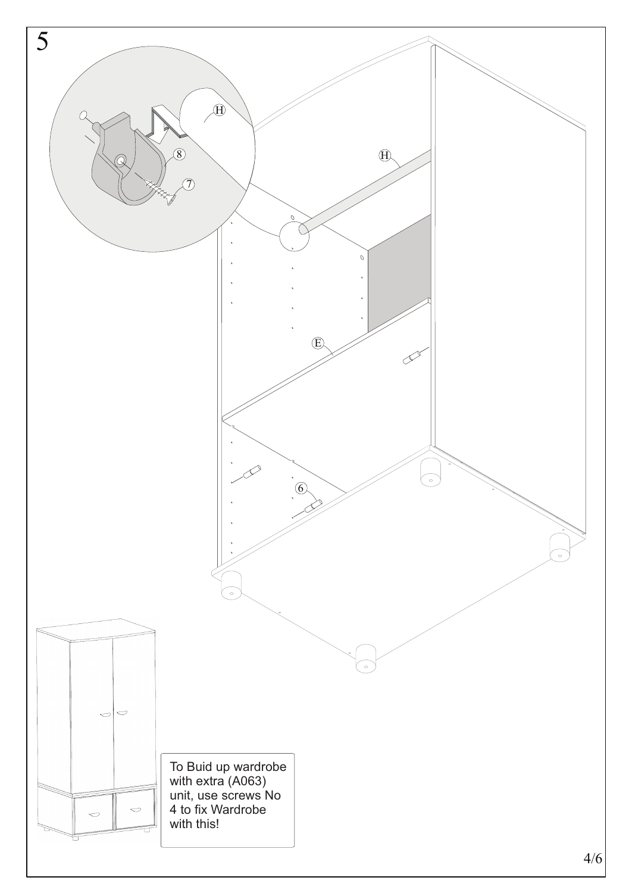# 5

H

8

7

H

E

6

To Buid up wardrobe with extra (A063) unit, use screws No 4 to fix Wardrobe with this!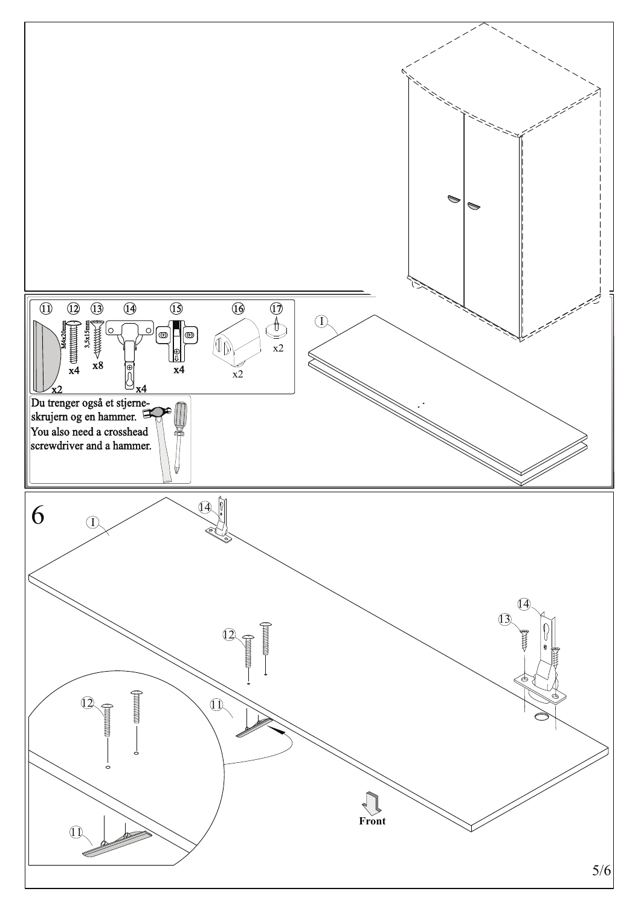| 11 | 12 | 13 | 14 | 15 | 16 | 17 |
|---|---|---|---|---|---|---|
| x2 | M4x20mm x4 | 3,5x15mm x8 | x4 | x4 | x2 | x2 |

Du trenger også et stjerne-skrujern og en hammer.

You also need a crosshead screwdriver and a hammer.

I

6

I

14

12

13

14

12

11

11

Front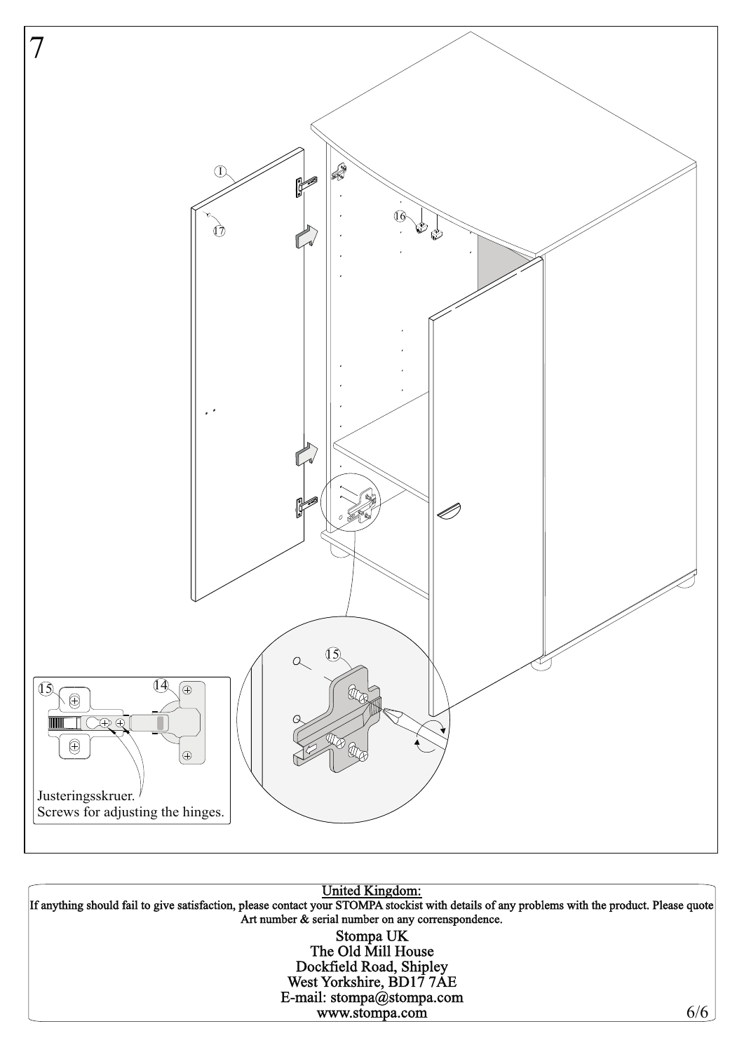7

1

17

16

15

15

14

Justeringsskruer.
Screws for adjusting the hinges.

United Kingdom:

If anything should fail to give satisfaction, please contact your STOMPA stockist with details of any problems with the product. Please quote Art number & serial number on any corrrenspondence.

Stompa UK
The Old Mill House
Dockfield Road, Shipley
West Yorkshire, BD17 7AE
E-mail: stompa@stompa.com
www.stompa.com